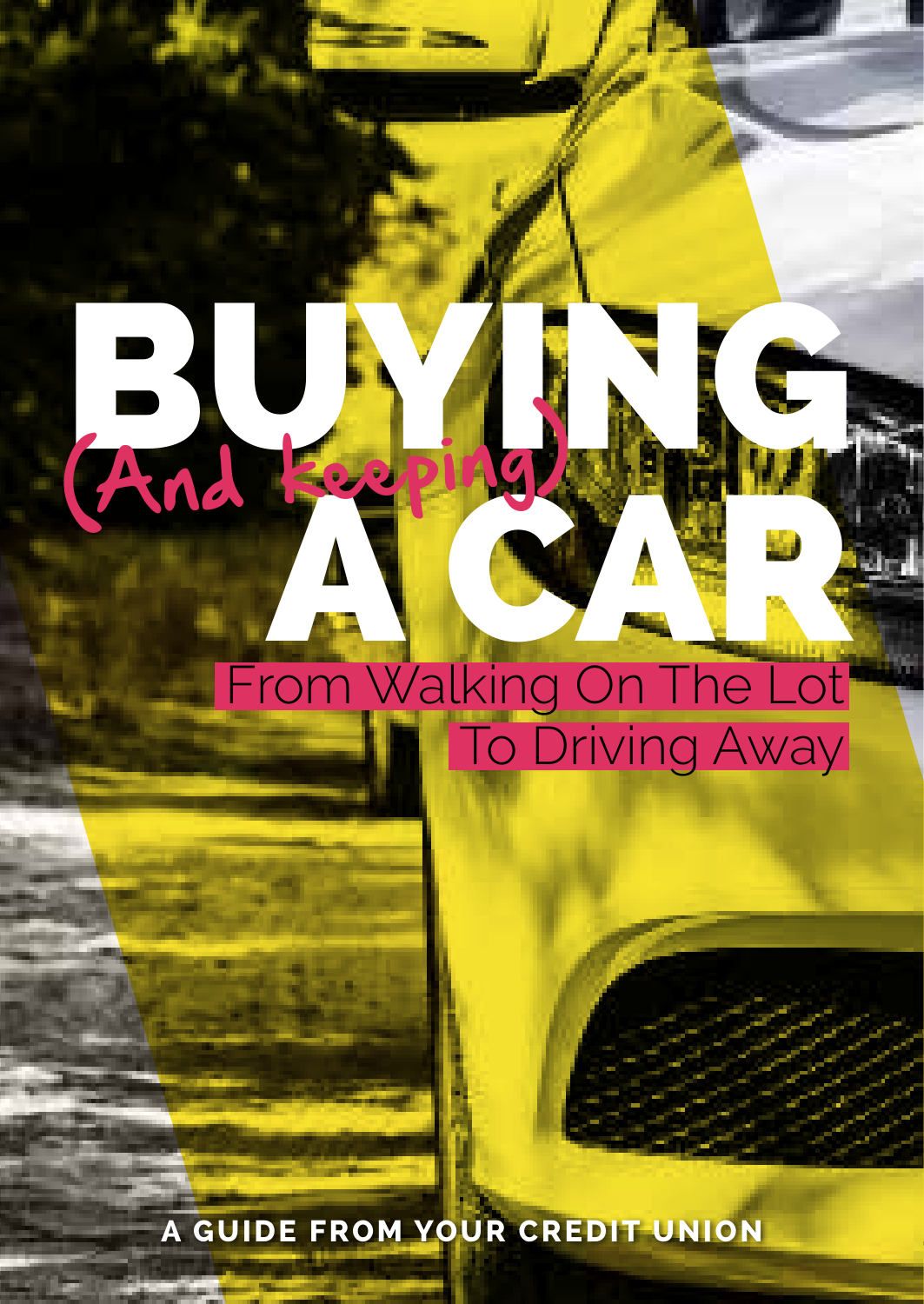# BUYING (And keeping) A CAR

## From Walking On The Lot To Driving Away

**A GUIDE FROM YOUR CREDIT UNION**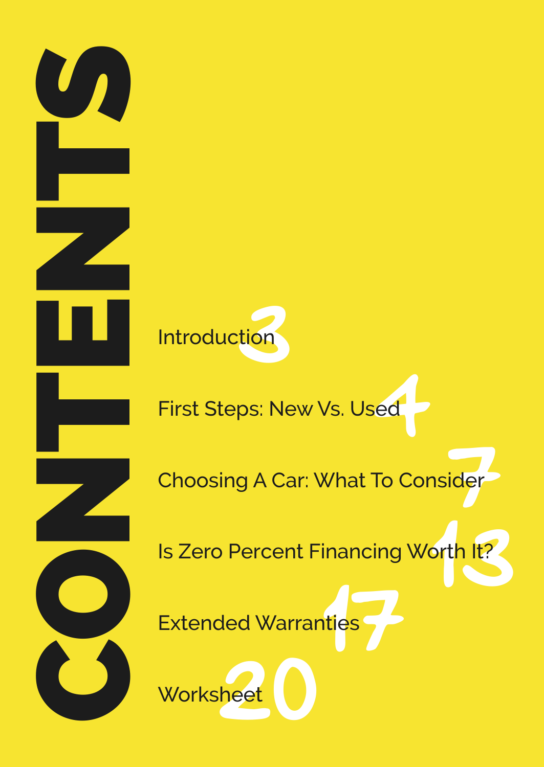# CONTENTS

| | |
|---|---|
| Introduction | 3 |
| First Steps: New Vs. Used | 4 |
| Choosing A Car: What To Consider | 7 |
| Is Zero Percent Financing Worth It? | 13 |
| Extended Warranties | 17 |
| Worksheet | 20 |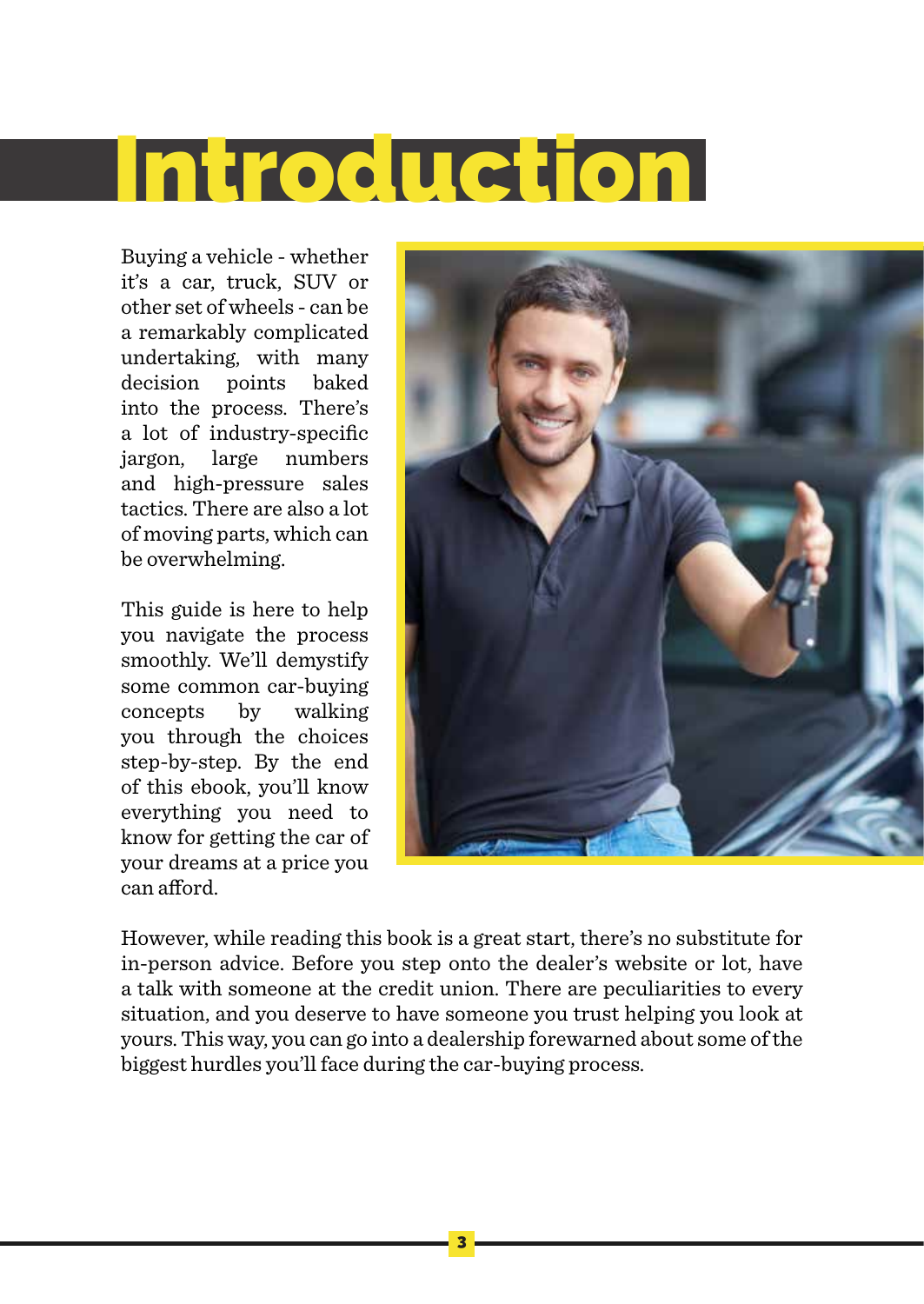# Introduction

Buying a vehicle - whether it's a car, truck, SUV or other set of wheels - can be a remarkably complicated undertaking, with many decision points baked into the process. There's a lot of industry-specific jargon, large numbers and high-pressure sales tactics. There are also a lot of moving parts, which can be overwhelming.

This guide is here to help you navigate the process smoothly. We'll demystify some common car-buying concepts by walking you through the choices step-by-step. By the end of this ebook, you'll know everything you need to know for getting the car of your dreams at a price you can afford.

However, while reading this book is a great start, there's no substitute for in-person advice. Before you step onto the dealer's website or lot, have a talk with someone at the credit union. There are peculiarities to every situation, and you deserve to have someone you trust helping you look at yours. This way, you can go into a dealership forewarned about some of the biggest hurdles you'll face during the car-buying process.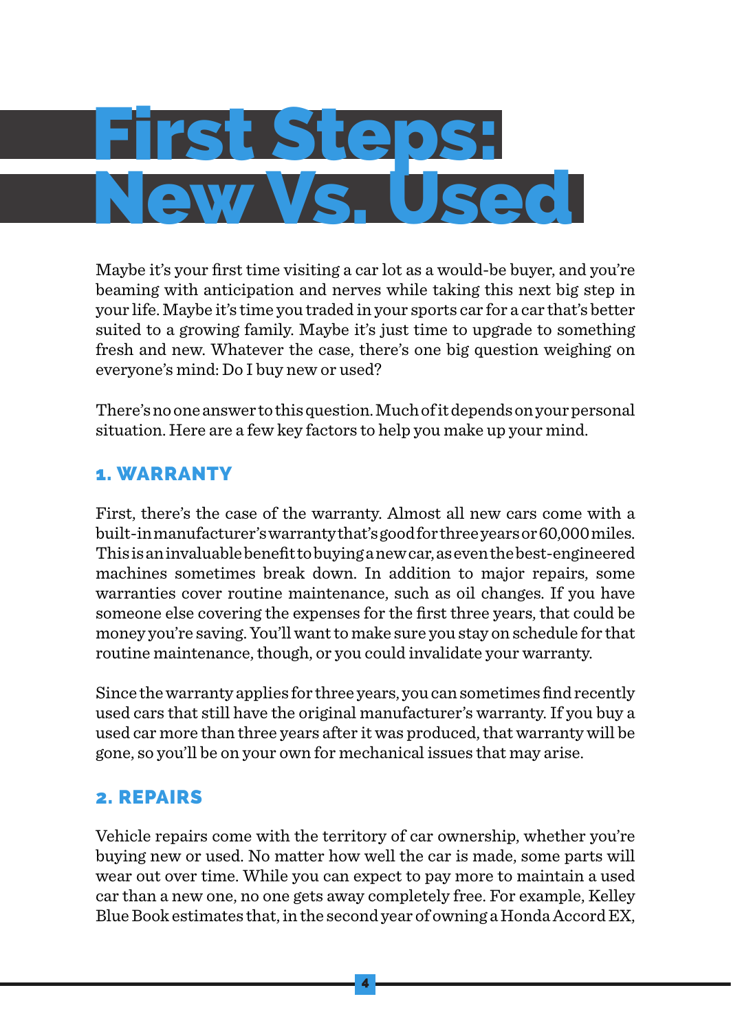# First Steps: New Vs. Used

Maybe it's your first time visiting a car lot as a would-be buyer, and you're beaming with anticipation and nerves while taking this next big step in your life. Maybe it's time you traded in your sports car for a car that's better suited to a growing family. Maybe it's just time to upgrade to something fresh and new. Whatever the case, there's one big question weighing on everyone's mind: Do I buy new or used?

There's no one answer to this question. Much of it depends on your personal situation. Here are a few key factors to help you make up your mind.

## 1. WARRANTY

First, there's the case of the warranty. Almost all new cars come with a built-in manufacturer's warranty that's good for three years or 60,000 miles. This is an invaluable benefit to buying a new car, as even the best-engineered machines sometimes break down. In addition to major repairs, some warranties cover routine maintenance, such as oil changes. If you have someone else covering the expenses for the first three years, that could be money you're saving. You'll want to make sure you stay on schedule for that routine maintenance, though, or you could invalidate your warranty.

Since the warranty applies for three years, you can sometimes find recently used cars that still have the original manufacturer's warranty. If you buy a used car more than three years after it was produced, that warranty will be gone, so you'll be on your own for mechanical issues that may arise.

## 2. REPAIRS

Vehicle repairs come with the territory of car ownership, whether you're buying new or used. No matter how well the car is made, some parts will wear out over time. While you can expect to pay more to maintain a used car than a new one, no one gets away completely free. For example, Kelley Blue Book estimates that, in the second year of owning a Honda Accord EX,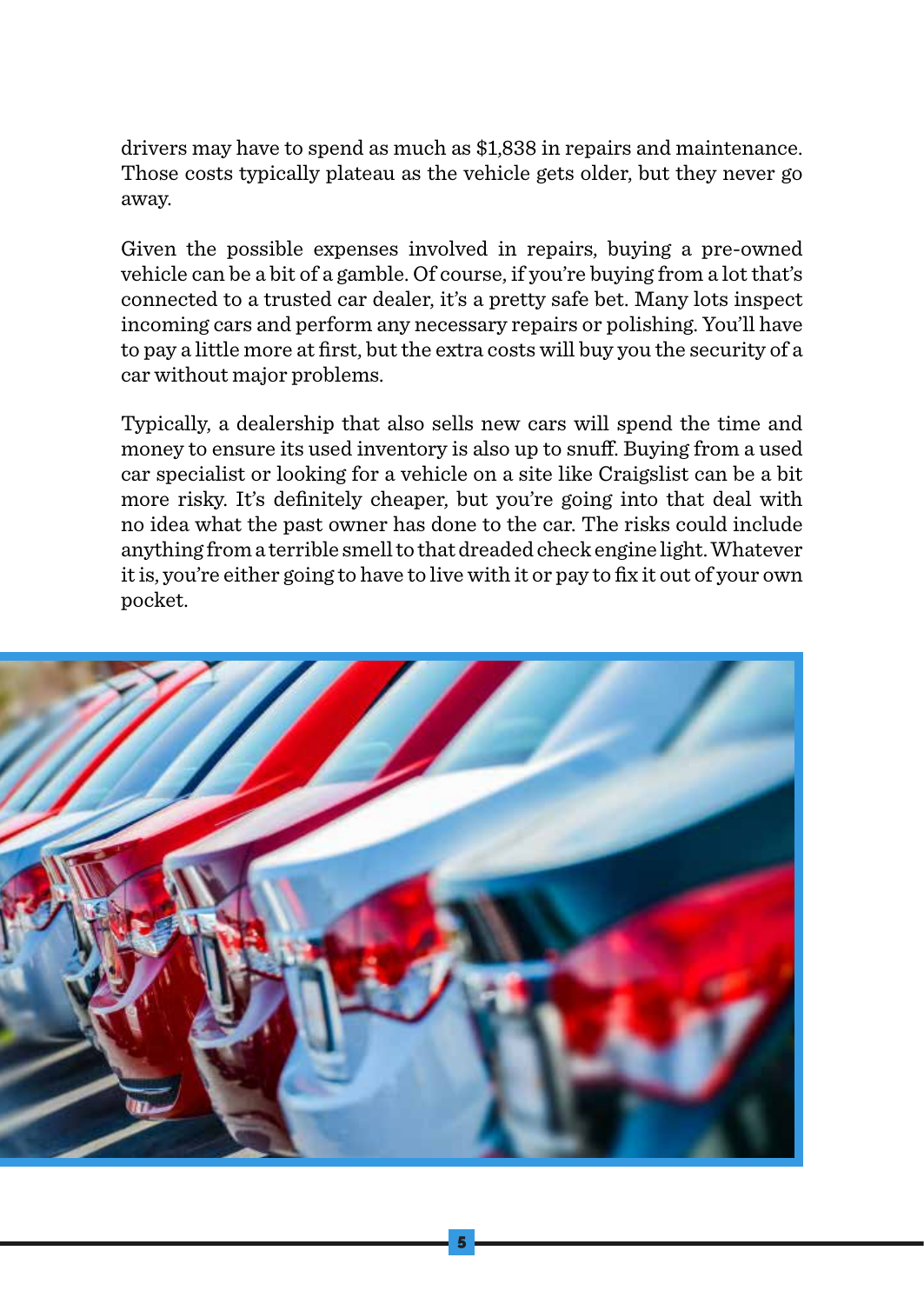drivers may have to spend as much as $1,838 in repairs and maintenance. Those costs typically plateau as the vehicle gets older, but they never go away.

Given the possible expenses involved in repairs, buying a pre-owned vehicle can be a bit of a gamble. Of course, if you're buying from a lot that's connected to a trusted car dealer, it's a pretty safe bet. Many lots inspect incoming cars and perform any necessary repairs or polishing. You'll have to pay a little more at first, but the extra costs will buy you the security of a car without major problems.

Typically, a dealership that also sells new cars will spend the time and money to ensure its used inventory is also up to snuff. Buying from a used car specialist or looking for a vehicle on a site like Craigslist can be a bit more risky. It's definitely cheaper, but you're going into that deal with no idea what the past owner has done to the car. The risks could include anything from a terrible smell to that dreaded check engine light. Whatever it is, you're either going to have to live with it or pay to fix it out of your own pocket.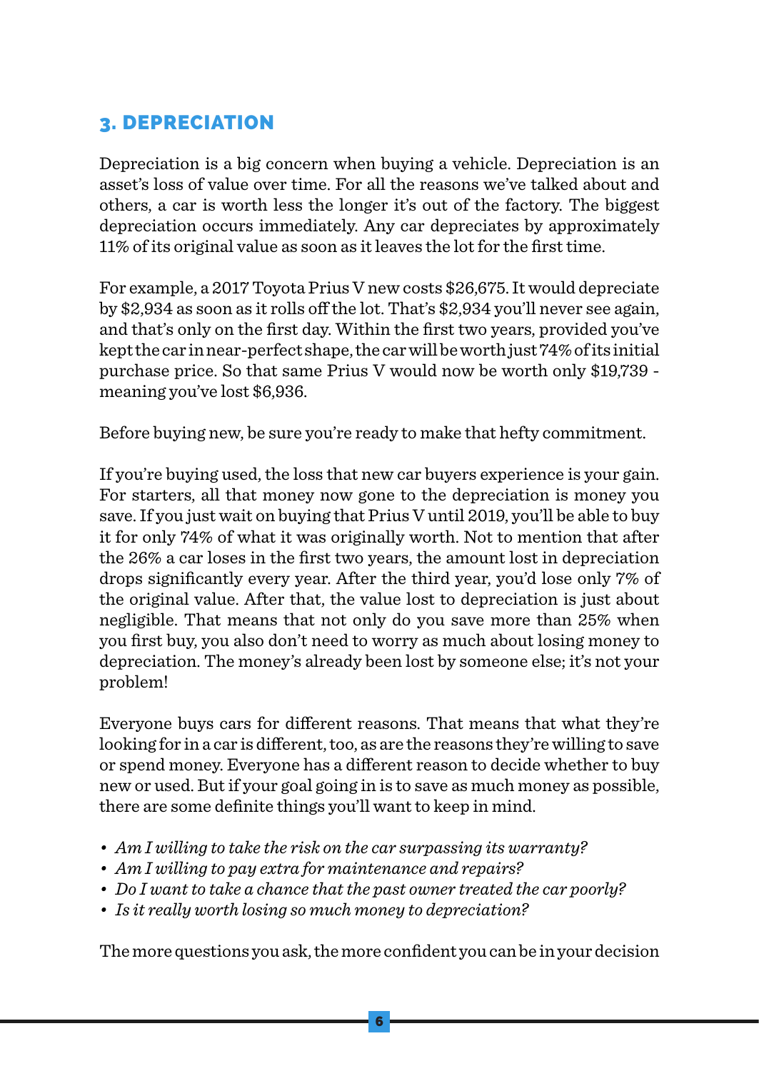## 3. DEPRECIATION

Depreciation is a big concern when buying a vehicle. Depreciation is an asset's loss of value over time. For all the reasons we've talked about and others, a car is worth less the longer it's out of the factory. The biggest depreciation occurs immediately. Any car depreciates by approximately 11% of its original value as soon as it leaves the lot for the first time.

For example, a 2017 Toyota Prius V new costs $26,675. It would depreciate by $2,934 as soon as it rolls off the lot. That's $2,934 you'll never see again, and that's only on the first day. Within the first two years, provided you've kept the car in near-perfect shape, the car will be worth just 74% of its initial purchase price. So that same Prius V would now be worth only $19,739 - meaning you've lost $6,936.

Before buying new, be sure you're ready to make that hefty commitment.

If you're buying used, the loss that new car buyers experience is your gain. For starters, all that money now gone to the depreciation is money you save. If you just wait on buying that Prius V until 2019, you'll be able to buy it for only 74% of what it was originally worth. Not to mention that after the 26% a car loses in the first two years, the amount lost in depreciation drops significantly every year. After the third year, you'd lose only 7% of the original value. After that, the value lost to depreciation is just about negligible. That means that not only do you save more than 25% when you first buy, you also don't need to worry as much about losing money to depreciation. The money's already been lost by someone else; it's not your problem!

Everyone buys cars for different reasons. That means that what they're looking for in a car is different, too, as are the reasons they're willing to save or spend money. Everyone has a different reason to decide whether to buy new or used. But if your goal going in is to save as much money as possible, there are some definite things you'll want to keep in mind.

- *Am I willing to take the risk on the car surpassing its warranty?*
- *Am I willing to pay extra for maintenance and repairs?*
- *Do I want to take a chance that the past owner treated the car poorly?*
- *Is it really worth losing so much money to depreciation?*

The more questions you ask, the more confident you can be in your decision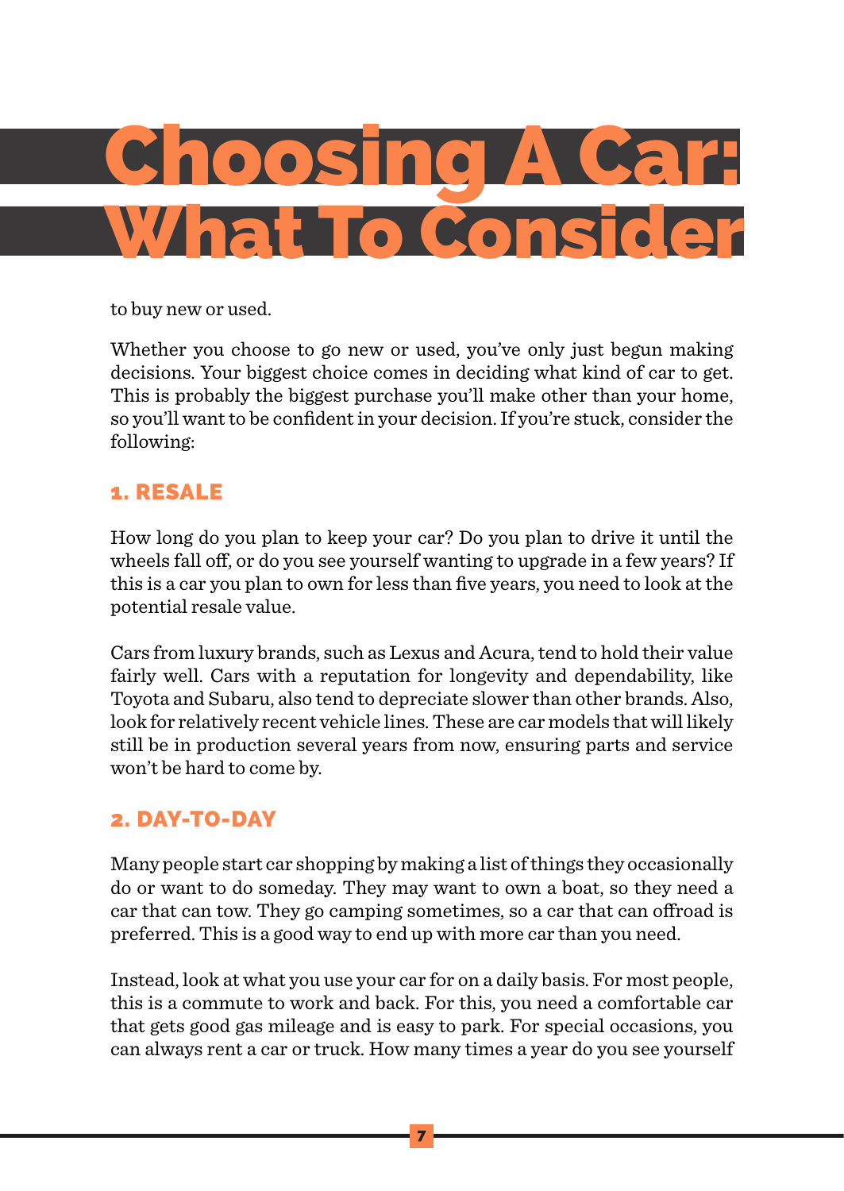# Choosing A Car: What To Consider

to buy new or used.

Whether you choose to go new or used, you've only just begun making decisions. Your biggest choice comes in deciding what kind of car to get. This is probably the biggest purchase you'll make other than your home, so you'll want to be confident in your decision. If you're stuck, consider the following:

### 1. RESALE

How long do you plan to keep your car? Do you plan to drive it until the wheels fall off, or do you see yourself wanting to upgrade in a few years? If this is a car you plan to own for less than five years, you need to look at the potential resale value.

Cars from luxury brands, such as Lexus and Acura, tend to hold their value fairly well. Cars with a reputation for longevity and dependability, like Toyota and Subaru, also tend to depreciate slower than other brands. Also, look for relatively recent vehicle lines. These are car models that will likely still be in production several years from now, ensuring parts and service won't be hard to come by.

### 2. DAY-TO-DAY

Many people start car shopping by making a list of things they occasionally do or want to do someday. They may want to own a boat, so they need a car that can tow. They go camping sometimes, so a car that can offroad is preferred. This is a good way to end up with more car than you need.

Instead, look at what you use your car for on a daily basis. For most people, this is a commute to work and back. For this, you need a comfortable car that gets good gas mileage and is easy to park. For special occasions, you can always rent a car or truck. How many times a year do you see yourself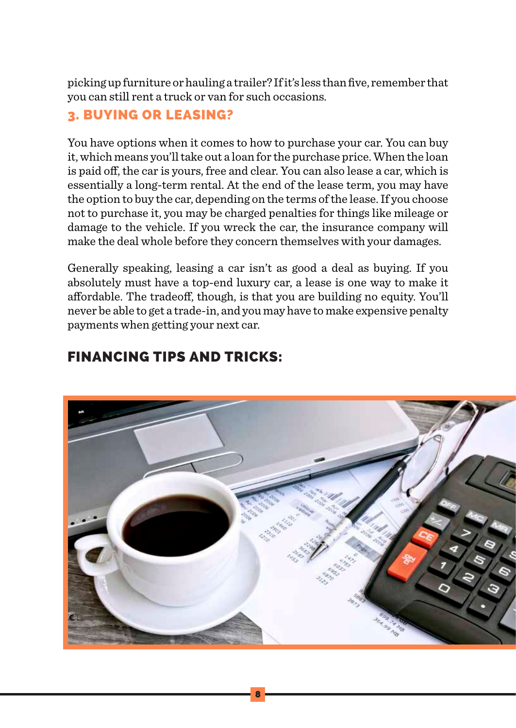picking up furniture or hauling a trailer? If it's less than five, remember that you can still rent a truck or van for such occasions.

## 3. BUYING OR LEASING?

You have options when it comes to how to purchase your car. You can buy it, which means you'll take out a loan for the purchase price. When the loan is paid off, the car is yours, free and clear. You can also lease a car, which is essentially a long-term rental. At the end of the lease term, you may have the option to buy the car, depending on the terms of the lease. If you choose not to purchase it, you may be charged penalties for things like mileage or damage to the vehicle. If you wreck the car, the insurance company will make the deal whole before they concern themselves with your damages.

Generally speaking, leasing a car isn't as good a deal as buying. If you absolutely must have a top-end luxury car, a lease is one way to make it affordable. The tradeoff, though, is that you are building no equity. You'll never be able to get a trade-in, and you may have to make expensive penalty payments when getting your next car.

## FINANCING TIPS AND TRICKS: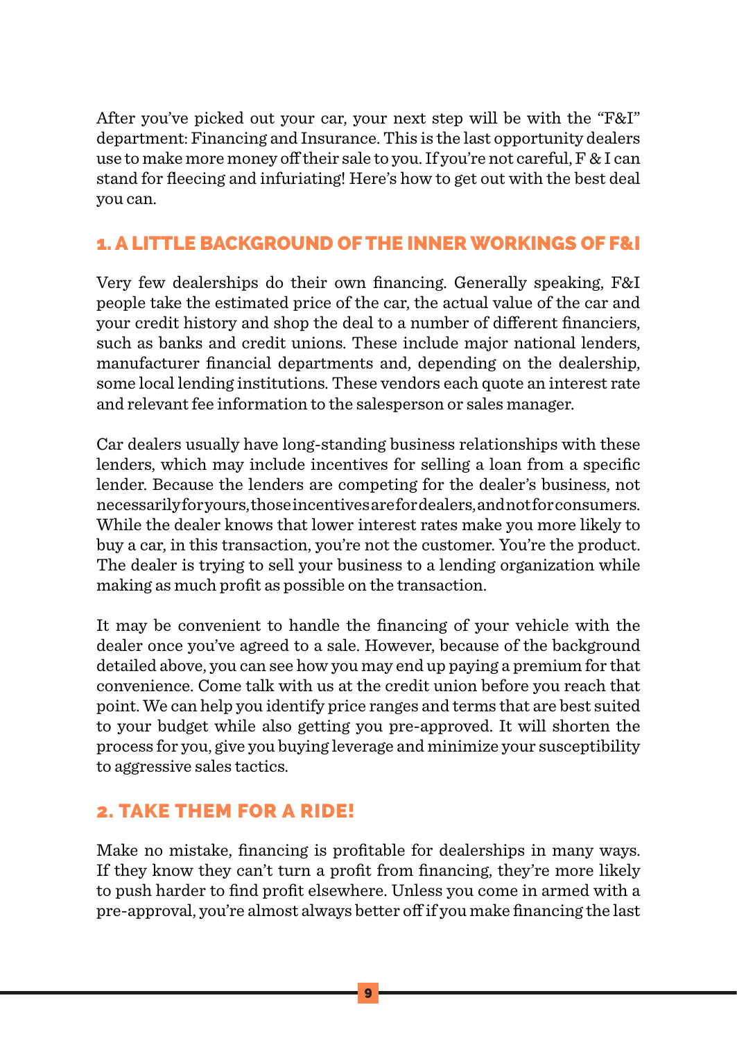After you've picked out your car, your next step will be with the "F&I" department: Financing and Insurance. This is the last opportunity dealers use to make more money off their sale to you. If you're not careful, F & I can stand for fleecing and infuriating! Here's how to get out with the best deal you can.

## 1. A LITTLE BACKGROUND OF THE INNER WORKINGS OF F&I

Very few dealerships do their own financing. Generally speaking, F&I people take the estimated price of the car, the actual value of the car and your credit history and shop the deal to a number of different financiers, such as banks and credit unions. These include major national lenders, manufacturer financial departments and, depending on the dealership, some local lending institutions. These vendors each quote an interest rate and relevant fee information to the salesperson or sales manager.

Car dealers usually have long-standing business relationships with these lenders, which may include incentives for selling a loan from a specific lender. Because the lenders are competing for the dealer's business, not necessarily for yours, those incentives are for dealers, and not for consumers. While the dealer knows that lower interest rates make you more likely to buy a car, in this transaction, you're not the customer. You're the product. The dealer is trying to sell your business to a lending organization while making as much profit as possible on the transaction.

It may be convenient to handle the financing of your vehicle with the dealer once you've agreed to a sale. However, because of the background detailed above, you can see how you may end up paying a premium for that convenience. Come talk with us at the credit union before you reach that point. We can help you identify price ranges and terms that are best suited to your budget while also getting you pre-approved. It will shorten the process for you, give you buying leverage and minimize your susceptibility to aggressive sales tactics.

## 2. TAKE THEM FOR A RIDE!

Make no mistake, financing is profitable for dealerships in many ways. If they know they can't turn a profit from financing, they're more likely to push harder to find profit elsewhere. Unless you come in armed with a pre-approval, you're almost always better off if you make financing the last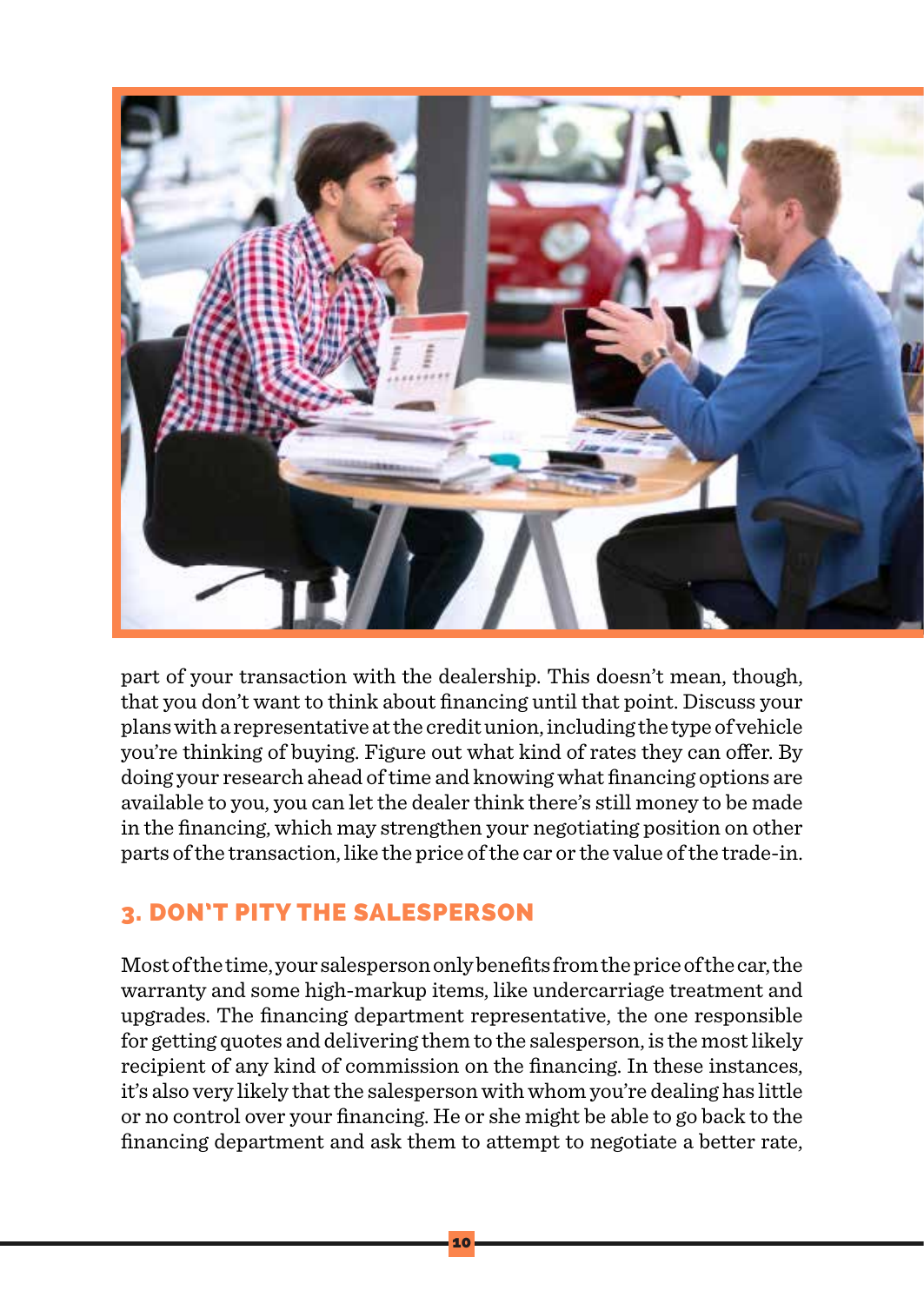part of your transaction with the dealership. This doesn't mean, though, that you don't want to think about financing until that point. Discuss your plans with a representative at the credit union, including the type of vehicle you're thinking of buying. Figure out what kind of rates they can offer. By doing your research ahead of time and knowing what financing options are available to you, you can let the dealer think there's still money to be made in the financing, which may strengthen your negotiating position on other parts of the transaction, like the price of the car or the value of the trade-in.

## 3. DON'T PITY THE SALESPERSON

Most of the time, your salesperson only benefits from the price of the car, the warranty and some high-markup items, like undercarriage treatment and upgrades. The financing department representative, the one responsible for getting quotes and delivering them to the salesperson, is the most likely recipient of any kind of commission on the financing. In these instances, it's also very likely that the salesperson with whom you're dealing has little or no control over your financing. He or she might be able to go back to the financing department and ask them to attempt to negotiate a better rate,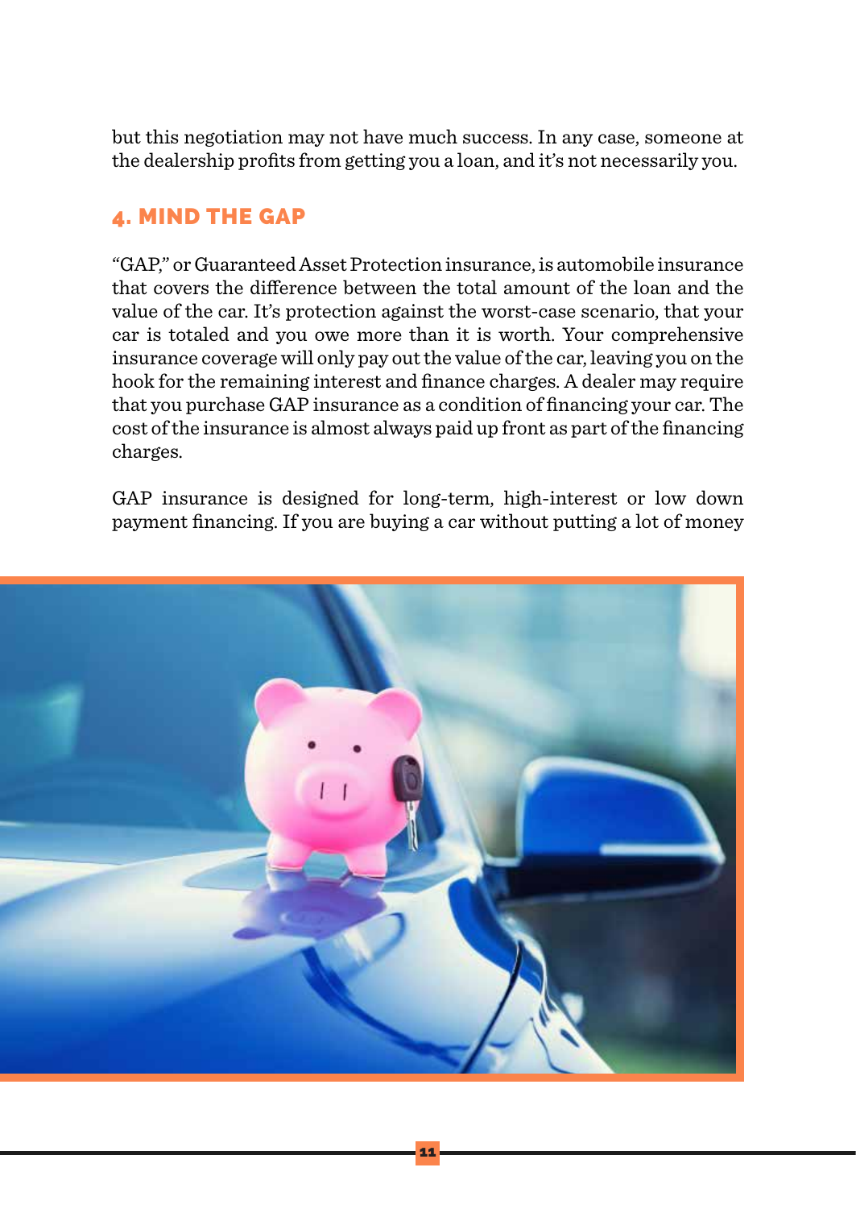but this negotiation may not have much success. In any case, someone at the dealership profits from getting you a loan, and it's not necessarily you.

## 4. MIND THE GAP

"GAP," or Guaranteed Asset Protection insurance, is automobile insurance that covers the difference between the total amount of the loan and the value of the car. It's protection against the worst-case scenario, that your car is totaled and you owe more than it is worth. Your comprehensive insurance coverage will only pay out the value of the car, leaving you on the hook for the remaining interest and finance charges. A dealer may require that you purchase GAP insurance as a condition of financing your car. The cost of the insurance is almost always paid up front as part of the financing charges.

GAP insurance is designed for long-term, high-interest or low down payment financing. If you are buying a car without putting a lot of money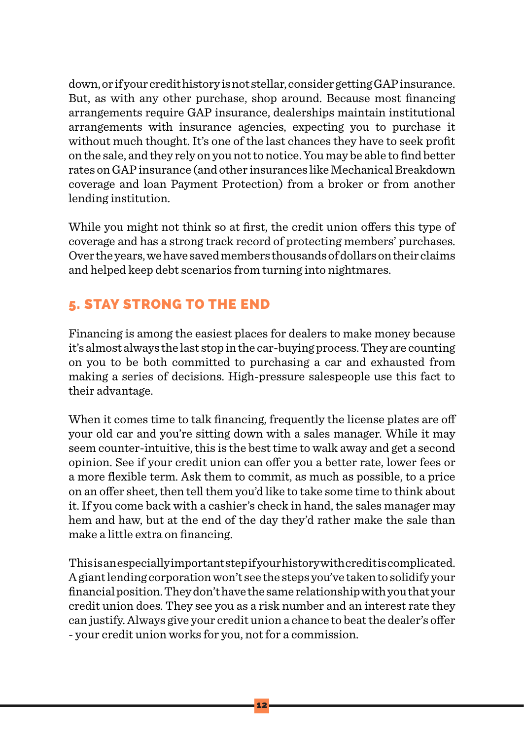down, or if your credit history is not stellar, consider getting GAP insurance. But, as with any other purchase, shop around. Because most financing arrangements require GAP insurance, dealerships maintain institutional arrangements with insurance agencies, expecting you to purchase it without much thought. It's one of the last chances they have to seek profit on the sale, and they rely on you not to notice. You may be able to find better rates on GAP insurance (and other insurances like Mechanical Breakdown coverage and loan Payment Protection) from a broker or from another lending institution.

While you might not think so at first, the credit union offers this type of coverage and has a strong track record of protecting members' purchases. Over the years, we have saved members thousands of dollars on their claims and helped keep debt scenarios from turning into nightmares.

## 5. STAY STRONG TO THE END

Financing is among the easiest places for dealers to make money because it's almost always the last stop in the car-buying process. They are counting on you to be both committed to purchasing a car and exhausted from making a series of decisions. High-pressure salespeople use this fact to their advantage.

When it comes time to talk financing, frequently the license plates are off your old car and you're sitting down with a sales manager. While it may seem counter-intuitive, this is the best time to walk away and get a second opinion. See if your credit union can offer you a better rate, lower fees or a more flexible term. Ask them to commit, as much as possible, to a price on an offer sheet, then tell them you'd like to take some time to think about it. If you come back with a cashier's check in hand, the sales manager may hem and haw, but at the end of the day they'd rather make the sale than make a little extra on financing.

This is an especially important step if your history with credit is complicated. A giant lending corporation won't see the steps you've taken to solidify your financial position. They don't have the same relationship with you that your credit union does. They see you as a risk number and an interest rate they can justify. Always give your credit union a chance to beat the dealer's offer - your credit union works for you, not for a commission.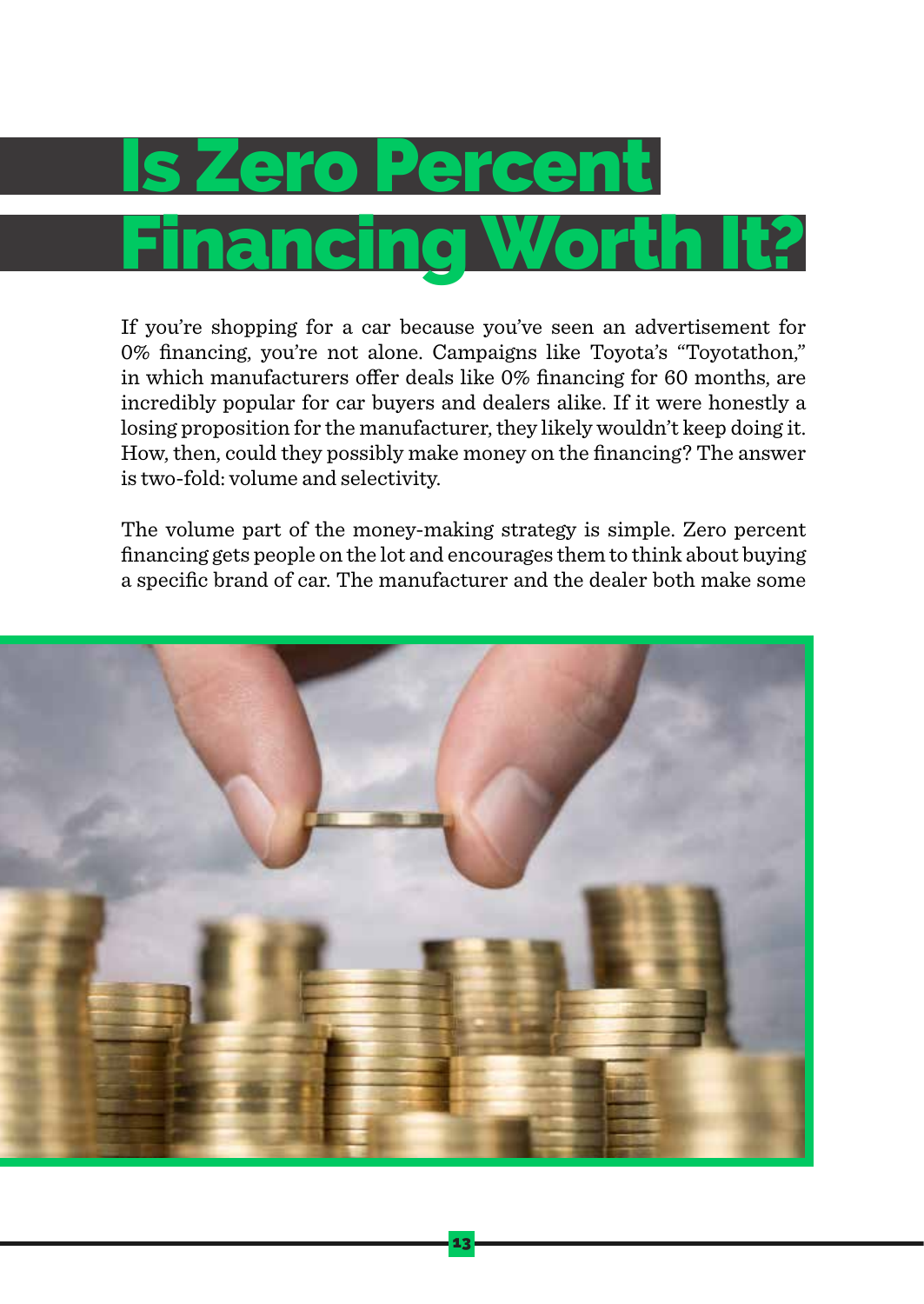# Is Zero Percent Financing Worth It?

If you're shopping for a car because you've seen an advertisement for 0% financing, you're not alone. Campaigns like Toyota's "Toyotathon," in which manufacturers offer deals like 0% financing for 60 months, are incredibly popular for car buyers and dealers alike. If it were honestly a losing proposition for the manufacturer, they likely wouldn't keep doing it. How, then, could they possibly make money on the financing? The answer is two-fold: volume and selectivity.

The volume part of the money-making strategy is simple. Zero percent financing gets people on the lot and encourages them to think about buying a specific brand of car. The manufacturer and the dealer both make some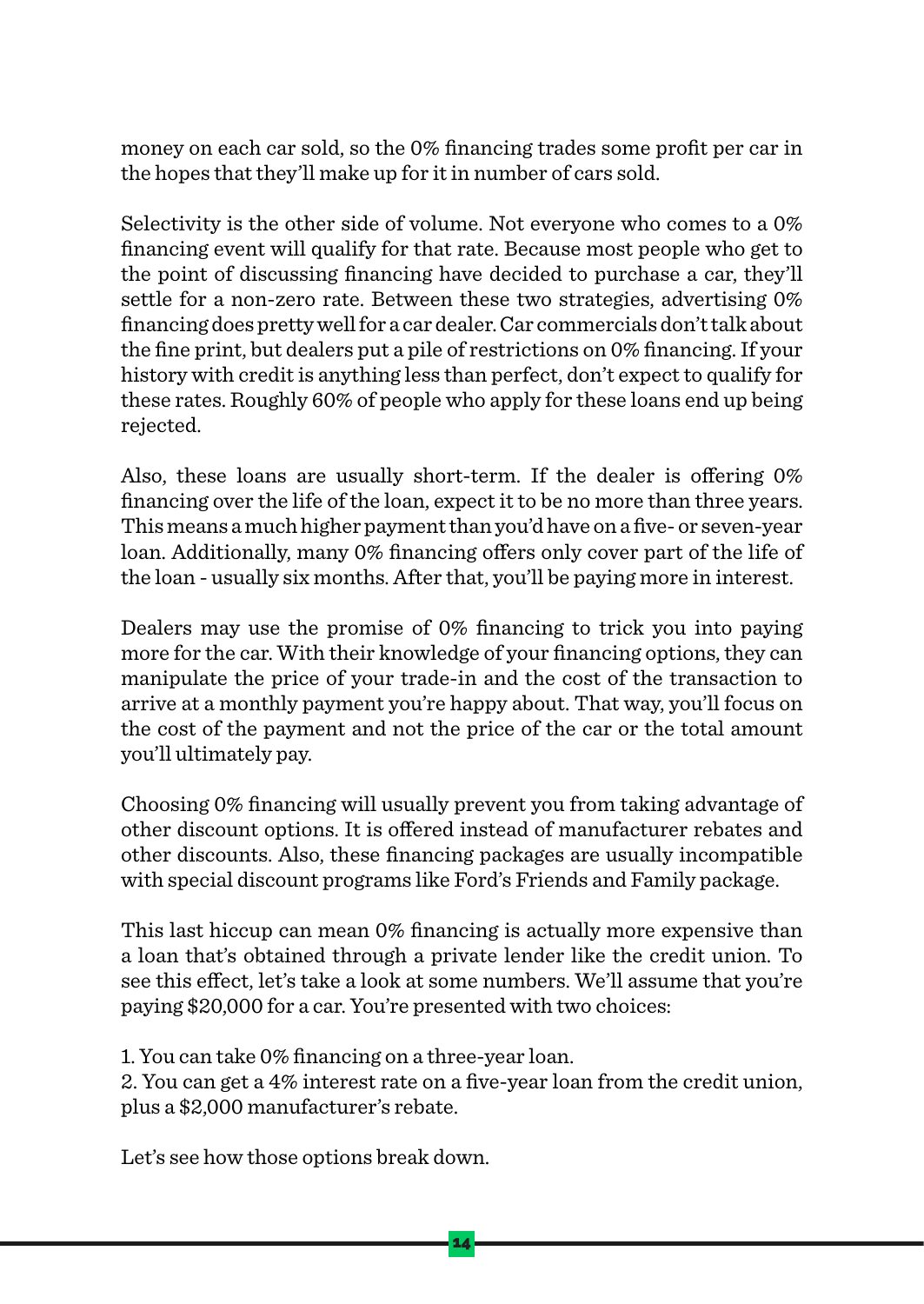money on each car sold, so the 0% financing trades some profit per car in the hopes that they'll make up for it in number of cars sold.

Selectivity is the other side of volume. Not everyone who comes to a 0% financing event will qualify for that rate. Because most people who get to the point of discussing financing have decided to purchase a car, they'll settle for a non-zero rate. Between these two strategies, advertising 0% financing does pretty well for a car dealer. Car commercials don't talk about the fine print, but dealers put a pile of restrictions on 0% financing. If your history with credit is anything less than perfect, don't expect to qualify for these rates. Roughly 60% of people who apply for these loans end up being rejected.

Also, these loans are usually short-term. If the dealer is offering 0% financing over the life of the loan, expect it to be no more than three years. This means a much higher payment than you'd have on a five- or seven-year loan. Additionally, many 0% financing offers only cover part of the life of the loan - usually six months. After that, you'll be paying more in interest.

Dealers may use the promise of 0% financing to trick you into paying more for the car. With their knowledge of your financing options, they can manipulate the price of your trade-in and the cost of the transaction to arrive at a monthly payment you're happy about. That way, you'll focus on the cost of the payment and not the price of the car or the total amount you'll ultimately pay.

Choosing 0% financing will usually prevent you from taking advantage of other discount options. It is offered instead of manufacturer rebates and other discounts. Also, these financing packages are usually incompatible with special discount programs like Ford's Friends and Family package.

This last hiccup can mean 0% financing is actually more expensive than a loan that's obtained through a private lender like the credit union. To see this effect, let's take a look at some numbers. We'll assume that you're paying $20,000 for a car. You're presented with two choices:

1. You can take 0% financing on a three-year loan.
2. You can get a 4% interest rate on a five-year loan from the credit union, plus a $2,000 manufacturer's rebate.

Let's see how those options break down.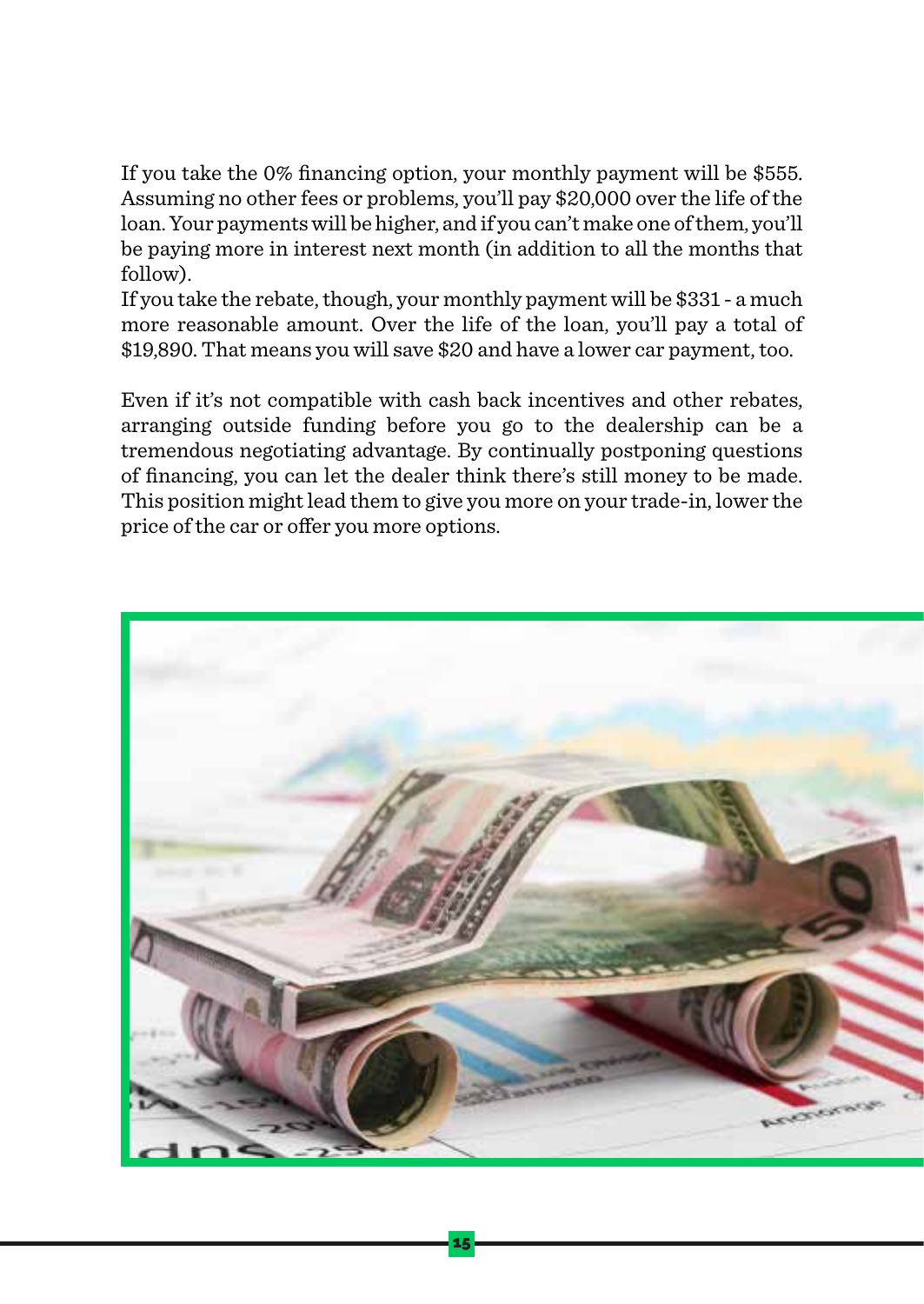If you take the 0% financing option, your monthly payment will be $555. Assuming no other fees or problems, you'll pay $20,000 over the life of the loan. Your payments will be higher, and if you can't make one of them, you'll be paying more in interest next month (in addition to all the months that follow).

If you take the rebate, though, your monthly payment will be $331 - a much more reasonable amount. Over the life of the loan, you'll pay a total of $19,890. That means you will save $20 and have a lower car payment, too.

Even if it's not compatible with cash back incentives and other rebates, arranging outside funding before you go to the dealership can be a tremendous negotiating advantage. By continually postponing questions of financing, you can let the dealer think there's still money to be made. This position might lead them to give you more on your trade-in, lower the price of the car or offer you more options.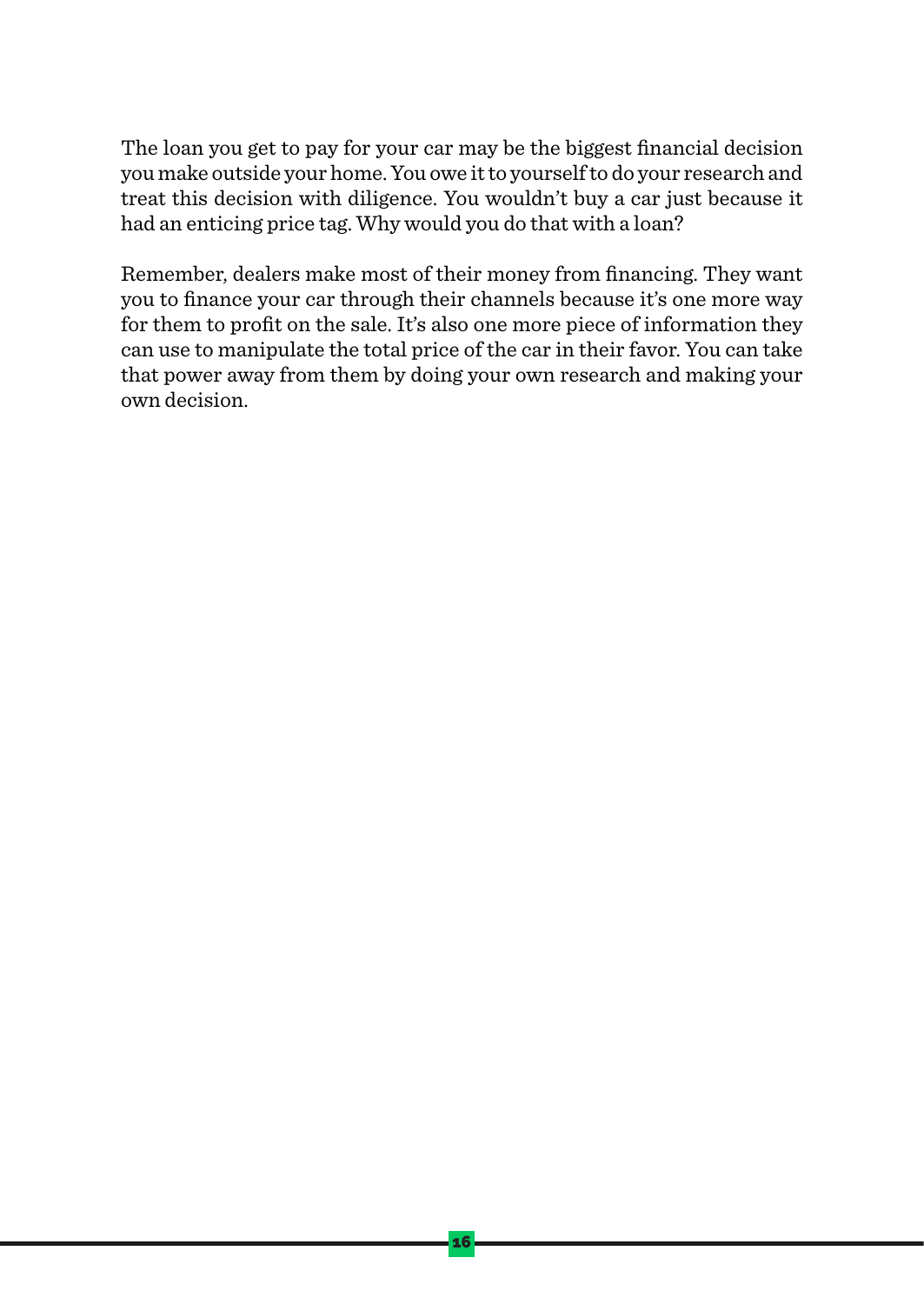The loan you get to pay for your car may be the biggest financial decision you make outside your home. You owe it to yourself to do your research and treat this decision with diligence. You wouldn't buy a car just because it had an enticing price tag. Why would you do that with a loan?

Remember, dealers make most of their money from financing. They want you to finance your car through their channels because it's one more way for them to profit on the sale. It's also one more piece of information they can use to manipulate the total price of the car in their favor. You can take that power away from them by doing your own research and making your own decision.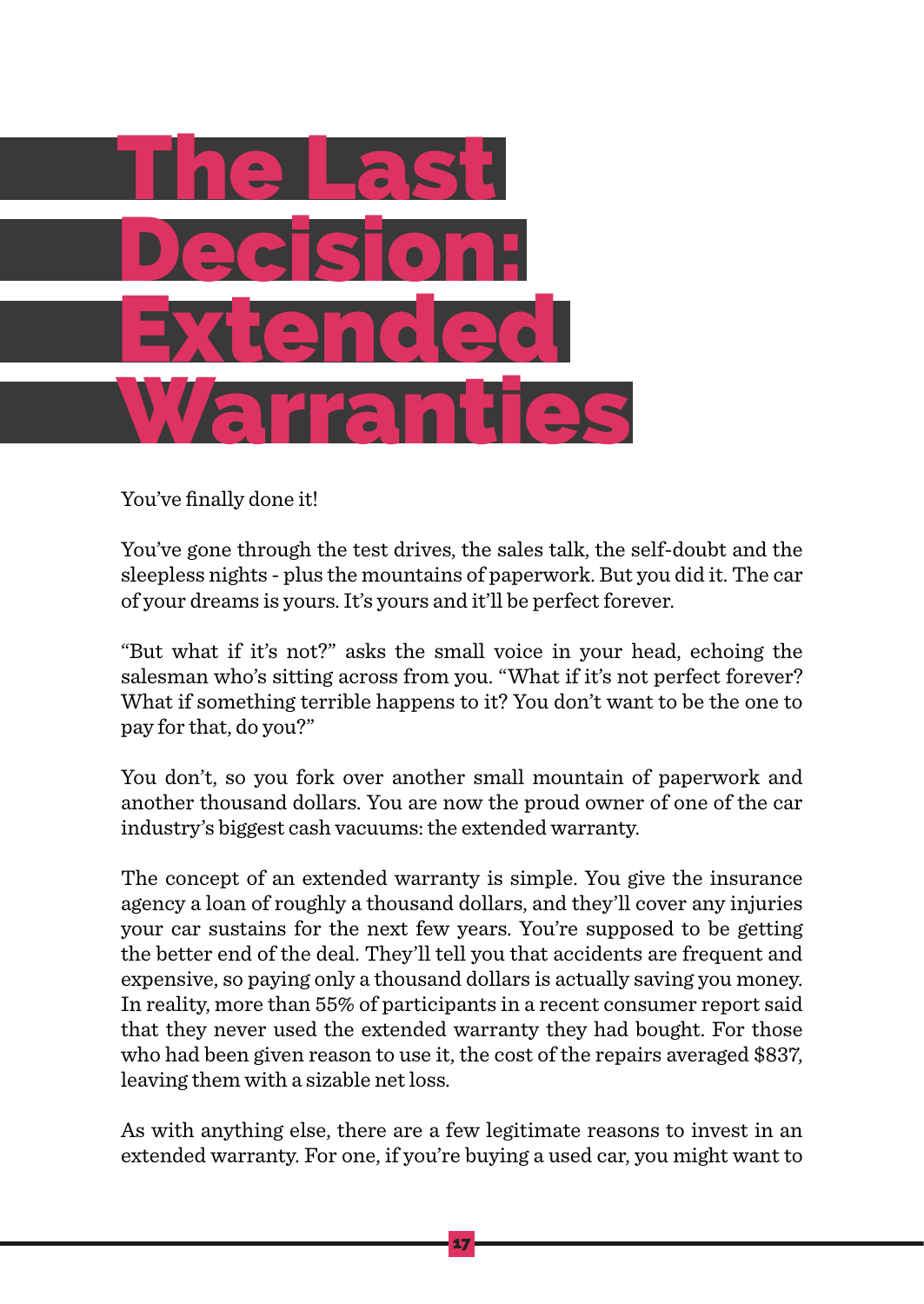# The Last Decision: Extended Warranties

You've finally done it!

You've gone through the test drives, the sales talk, the self-doubt and the sleepless nights - plus the mountains of paperwork. But you did it. The car of your dreams is yours. It's yours and it'll be perfect forever.

"But what if it's not?" asks the small voice in your head, echoing the salesman who's sitting across from you. "What if it's not perfect forever? What if something terrible happens to it? You don't want to be the one to pay for that, do you?"

You don't, so you fork over another small mountain of paperwork and another thousand dollars. You are now the proud owner of one of the car industry's biggest cash vacuums: the extended warranty.

The concept of an extended warranty is simple. You give the insurance agency a loan of roughly a thousand dollars, and they'll cover any injuries your car sustains for the next few years. You're supposed to be getting the better end of the deal. They'll tell you that accidents are frequent and expensive, so paying only a thousand dollars is actually saving you money. In reality, more than 55% of participants in a recent consumer report said that they never used the extended warranty they had bought. For those who had been given reason to use it, the cost of the repairs averaged $837, leaving them with a sizable net loss.

As with anything else, there are a few legitimate reasons to invest in an extended warranty. For one, if you're buying a used car, you might want to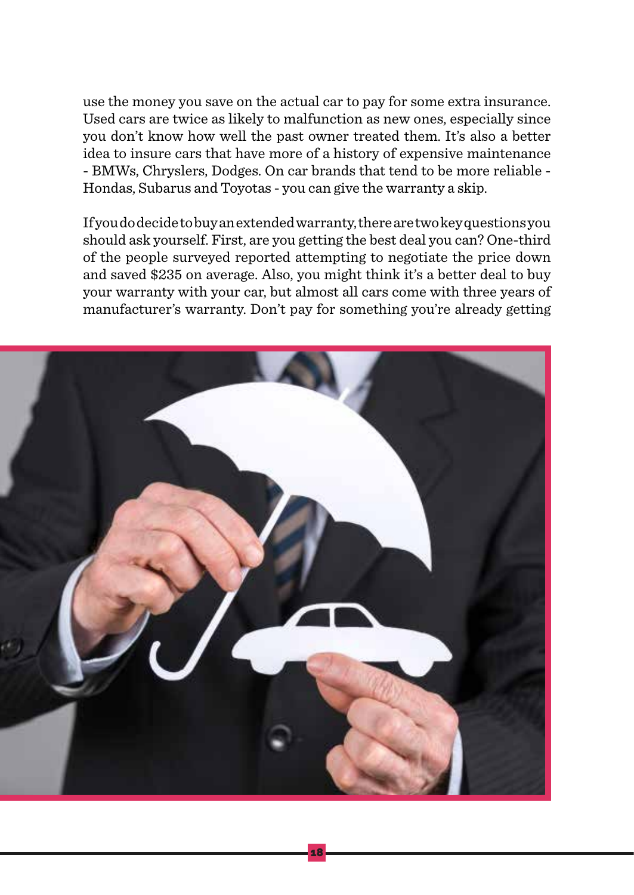use the money you save on the actual car to pay for some extra insurance. Used cars are twice as likely to malfunction as new ones, especially since you don't know how well the past owner treated them. It's also a better idea to insure cars that have more of a history of expensive maintenance - BMWs, Chryslers, Dodges. On car brands that tend to be more reliable - Hondas, Subarus and Toyotas - you can give the warranty a skip.

If you do decide to buy an extended warranty, there are two key questions you should ask yourself. First, are you getting the best deal you can? One-third of the people surveyed reported attempting to negotiate the price down and saved $235 on average. Also, you might think it's a better deal to buy your warranty with your car, but almost all cars come with three years of manufacturer's warranty. Don't pay for something you're already getting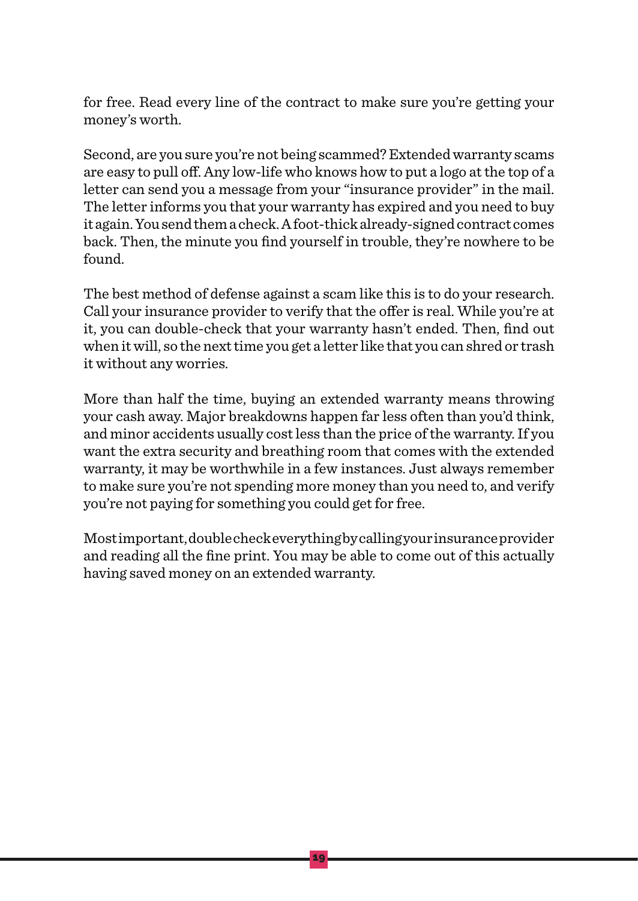for free. Read every line of the contract to make sure you're getting your money's worth.

Second, are you sure you're not being scammed? Extended warranty scams are easy to pull off. Any low-life who knows how to put a logo at the top of a letter can send you a message from your "insurance provider" in the mail. The letter informs you that your warranty has expired and you need to buy it again. You send them a check. A foot-thick already-signed contract comes back. Then, the minute you find yourself in trouble, they're nowhere to be found.

The best method of defense against a scam like this is to do your research. Call your insurance provider to verify that the offer is real. While you're at it, you can double-check that your warranty hasn't ended. Then, find out when it will, so the next time you get a letter like that you can shred or trash it without any worries.

More than half the time, buying an extended warranty means throwing your cash away. Major breakdowns happen far less often than you'd think, and minor accidents usually cost less than the price of the warranty. If you want the extra security and breathing room that comes with the extended warranty, it may be worthwhile in a few instances. Just always remember to make sure you're not spending more money than you need to, and verify you're not paying for something you could get for free.

Most important, double check everything by calling your insurance provider and reading all the fine print. You may be able to come out of this actually having saved money on an extended warranty.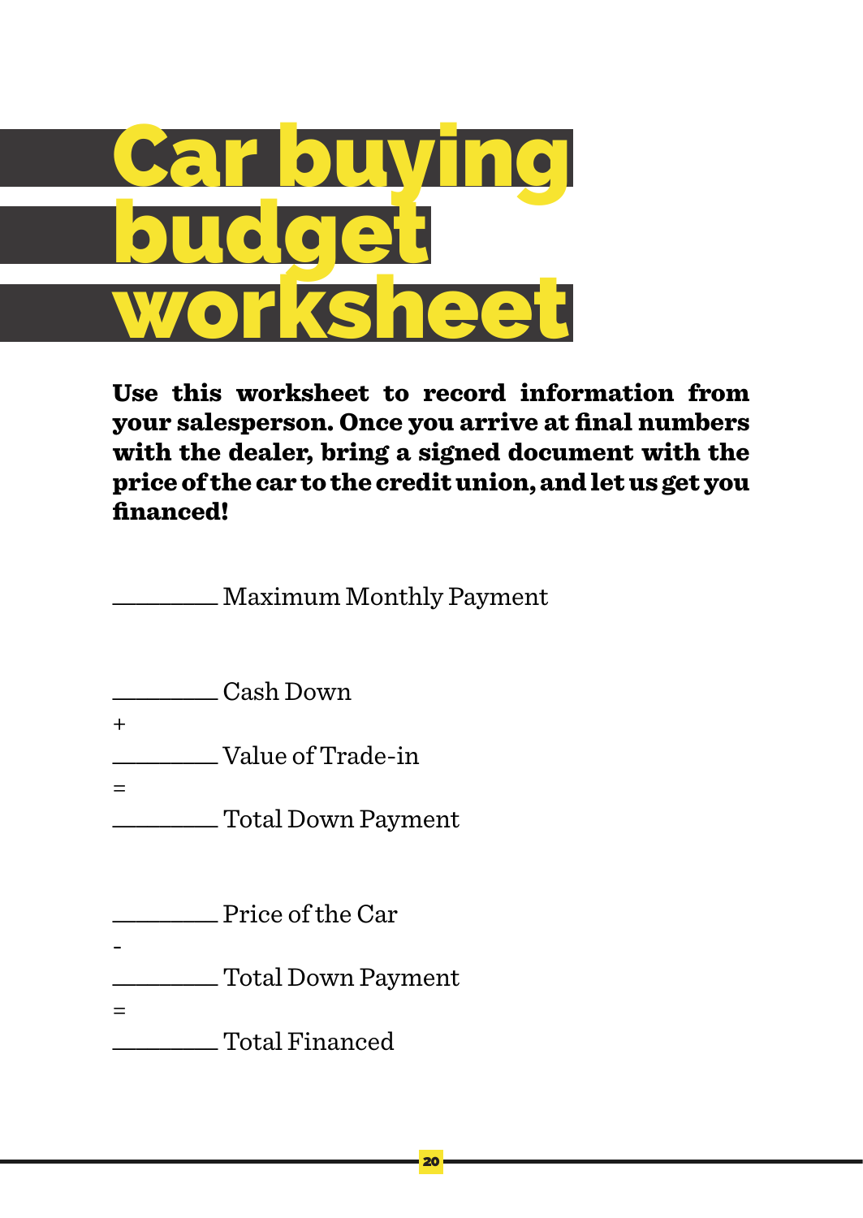# Car buying budget worksheet

**Use this worksheet to record information from your salesperson. Once you arrive at final numbers with the dealer, bring a signed document with the price of the car to the credit union, and let us get you financed!**

_________ Maximum Monthly Payment

_________ Cash Down

+

_________ Value of Trade-in

=

_________ Total Down Payment

_________ Price of the Car

-

_________ Total Down Payment

=

_________ Total Financed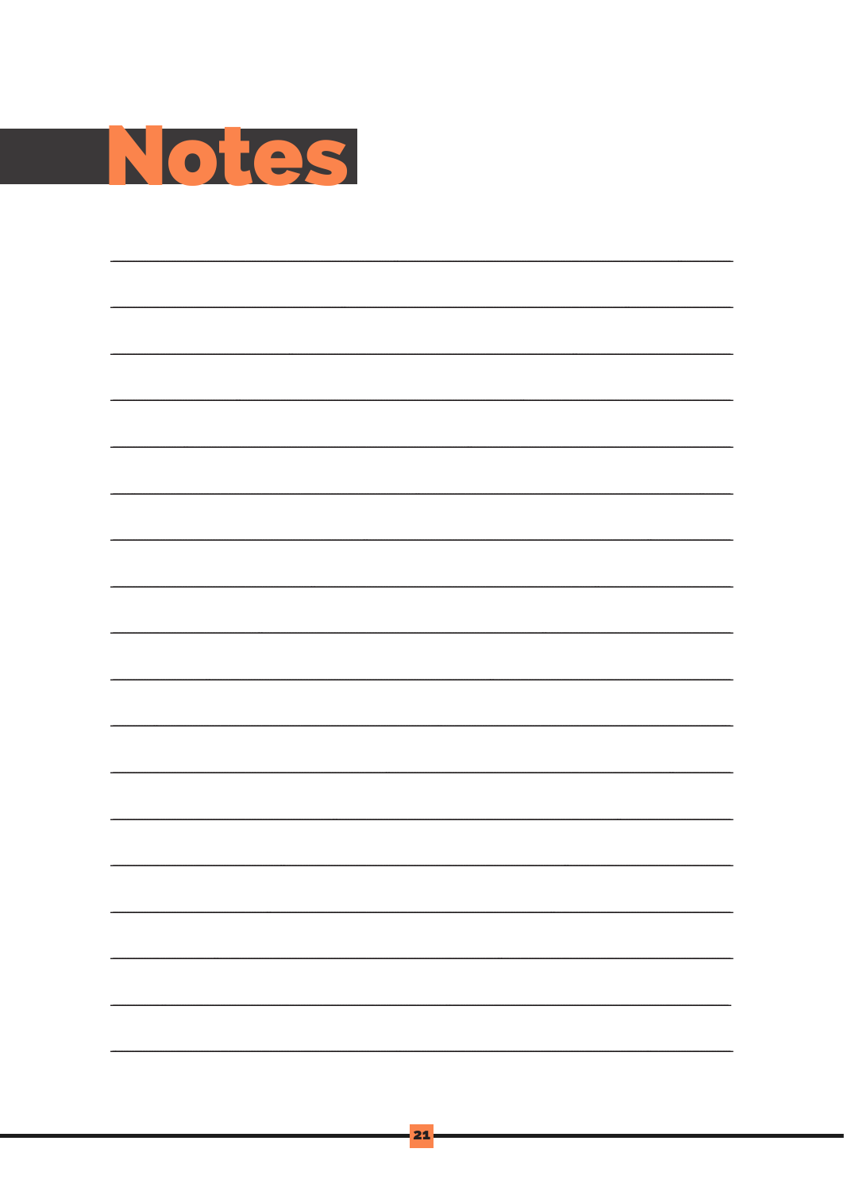# Notes